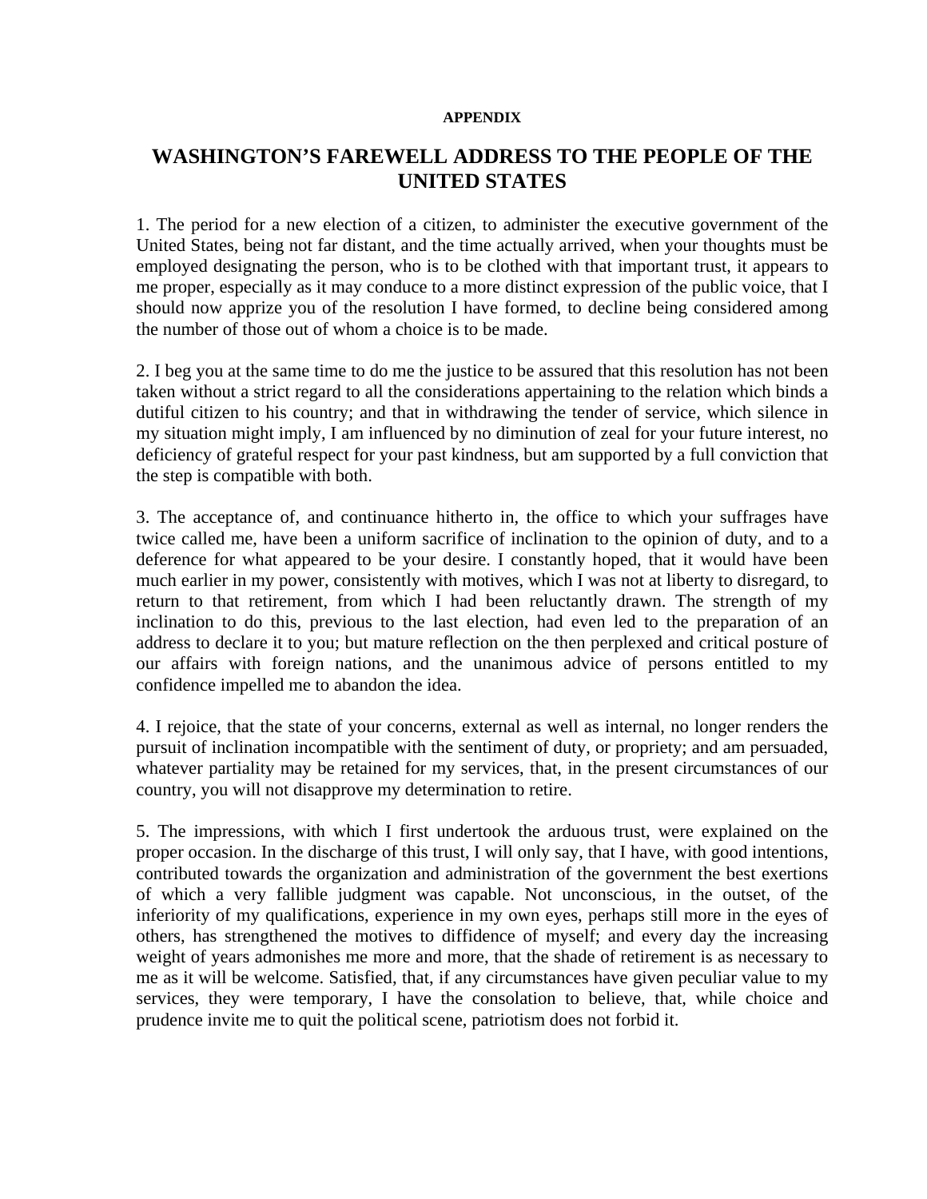**APPENDIX**

# WASHINGTON'S FAREWELL ADDRESS TO THE PEOPLE OF THE UNITED STATES

1. The period for a new election of a citizen, to administer the executive government of the United States, being not far distant, and the time actually arrived, when your thoughts must be employed designating the person, who is to be clothed with that important trust, it appears to me proper, especially as it may conduce to a more distinct expression of the public voice, that I should now apprize you of the resolution I have formed, to decline being considered among the number of those out of whom a choice is to be made.

2. I beg you at the same time to do me the justice to be assured that this resolution has not been taken without a strict regard to all the considerations appertaining to the relation which binds a dutiful citizen to his country; and that in withdrawing the tender of service, which silence in my situation might imply, I am influenced by no diminution of zeal for your future interest, no deficiency of grateful respect for your past kindness, but am supported by a full conviction that the step is compatible with both.

3. The acceptance of, and continuance hitherto in, the office to which your suffrages have twice called me, have been a uniform sacrifice of inclination to the opinion of duty, and to a deference for what appeared to be your desire. I constantly hoped, that it would have been much earlier in my power, consistently with motives, which I was not at liberty to disregard, to return to that retirement, from which I had been reluctantly drawn. The strength of my inclination to do this, previous to the last election, had even led to the preparation of an address to declare it to you; but mature reflection on the then perplexed and critical posture of our affairs with foreign nations, and the unanimous advice of persons entitled to my confidence impelled me to abandon the idea.

4. I rejoice, that the state of your concerns, external as well as internal, no longer renders the pursuit of inclination incompatible with the sentiment of duty, or propriety; and am persuaded, whatever partiality may be retained for my services, that, in the present circumstances of our country, you will not disapprove my determination to retire.

5. The impressions, with which I first undertook the arduous trust, were explained on the proper occasion. In the discharge of this trust, I will only say, that I have, with good intentions, contributed towards the organization and administration of the government the best exertions of which a very fallible judgment was capable. Not unconscious, in the outset, of the inferiority of my qualifications, experience in my own eyes, perhaps still more in the eyes of others, has strengthened the motives to diffidence of myself; and every day the increasing weight of years admonishes me more and more, that the shade of retirement is as necessary to me as it will be welcome. Satisfied, that, if any circumstances have given peculiar value to my services, they were temporary, I have the consolation to believe, that, while choice and prudence invite me to quit the political scene, patriotism does not forbid it.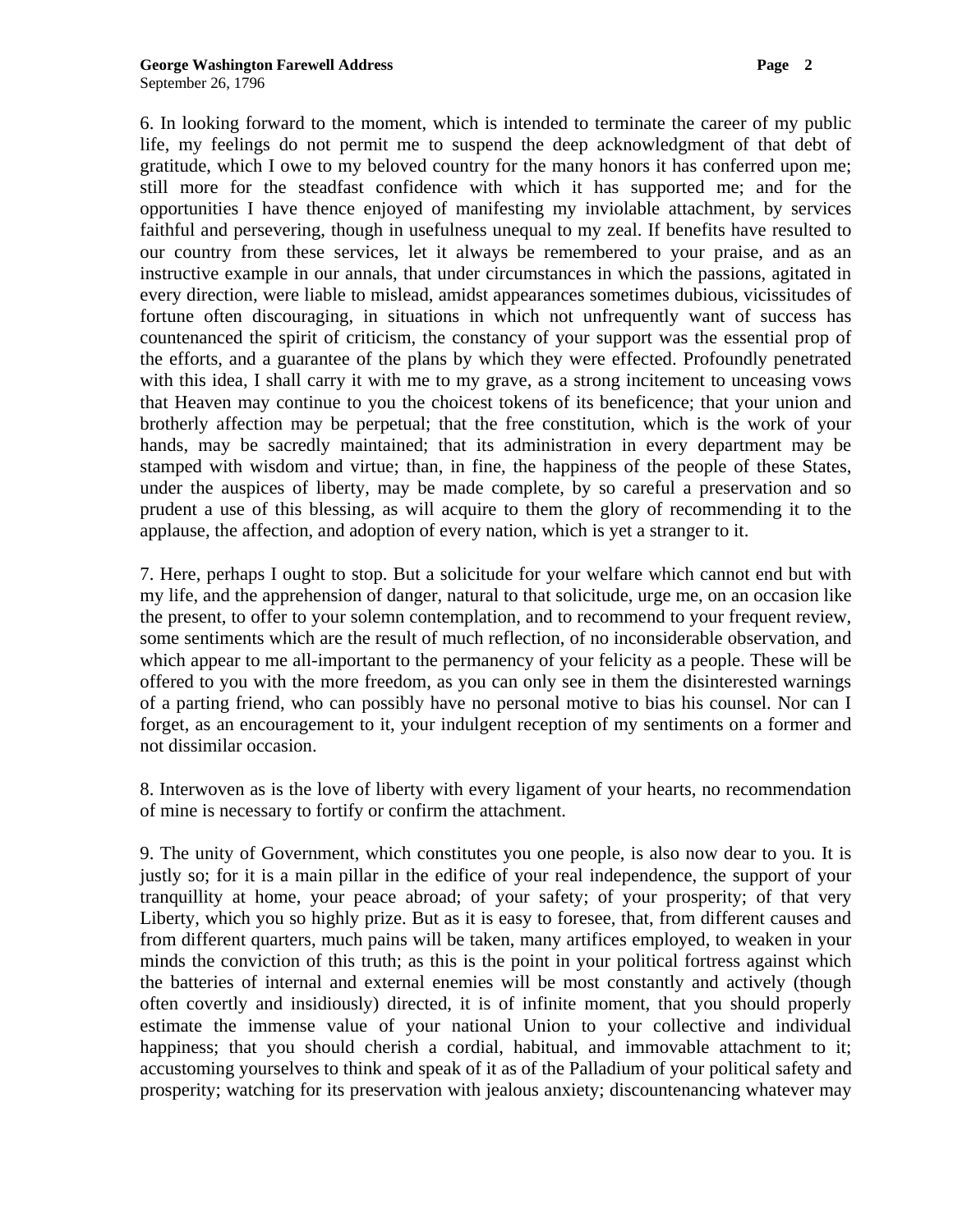6. In looking forward to the moment, which is intended to terminate the career of my public life, my feelings do not permit me to suspend the deep acknowledgment of that debt of gratitude, which I owe to my beloved country for the many honors it has conferred upon me; still more for the steadfast confidence with which it has supported me; and for the opportunities I have thence enjoyed of manifesting my inviolable attachment, by services faithful and persevering, though in usefulness unequal to my zeal. If benefits have resulted to our country from these services, let it always be remembered to your praise, and as an instructive example in our annals, that under circumstances in which the passions, agitated in every direction, were liable to mislead, amidst appearances sometimes dubious, vicissitudes of fortune often discouraging, in situations in which not unfrequently want of success has countenanced the spirit of criticism, the constancy of your support was the essential prop of the efforts, and a guarantee of the plans by which they were effected. Profoundly penetrated with this idea, I shall carry it with me to my grave, as a strong incitement to unceasing vows that Heaven may continue to you the choicest tokens of its beneficence; that your union and brotherly affection may be perpetual; that the free constitution, which is the work of your hands, may be sacredly maintained; that its administration in every department may be stamped with wisdom and virtue; than, in fine, the happiness of the people of these States, under the auspices of liberty, may be made complete, by so careful a preservation and so prudent a use of this blessing, as will acquire to them the glory of recommending it to the applause, the affection, and adoption of every nation, which is yet a stranger to it.

7. Here, perhaps I ought to stop. But a solicitude for your welfare which cannot end but with my life, and the apprehension of danger, natural to that solicitude, urge me, on an occasion like the present, to offer to your solemn contemplation, and to recommend to your frequent review, some sentiments which are the result of much reflection, of no inconsiderable observation, and which appear to me all-important to the permanency of your felicity as a people. These will be offered to you with the more freedom, as you can only see in them the disinterested warnings of a parting friend, who can possibly have no personal motive to bias his counsel. Nor can I forget, as an encouragement to it, your indulgent reception of my sentiments on a former and not dissimilar occasion.

8. Interwoven as is the love of liberty with every ligament of your hearts, no recommendation of mine is necessary to fortify or confirm the attachment.

9. The unity of Government, which constitutes you one people, is also now dear to you. It is justly so; for it is a main pillar in the edifice of your real independence, the support of your tranquillity at home, your peace abroad; of your safety; of your prosperity; of that very Liberty, which you so highly prize. But as it is easy to foresee, that, from different causes and from different quarters, much pains will be taken, many artifices employed, to weaken in your minds the conviction of this truth; as this is the point in your political fortress against which the batteries of internal and external enemies will be most constantly and actively (though often covertly and insidiously) directed, it is of infinite moment, that you should properly estimate the immense value of your national Union to your collective and individual happiness; that you should cherish a cordial, habitual, and immovable attachment to it; accustoming yourselves to think and speak of it as of the Palladium of your political safety and prosperity; watching for its preservation with jealous anxiety; discountenancing whatever may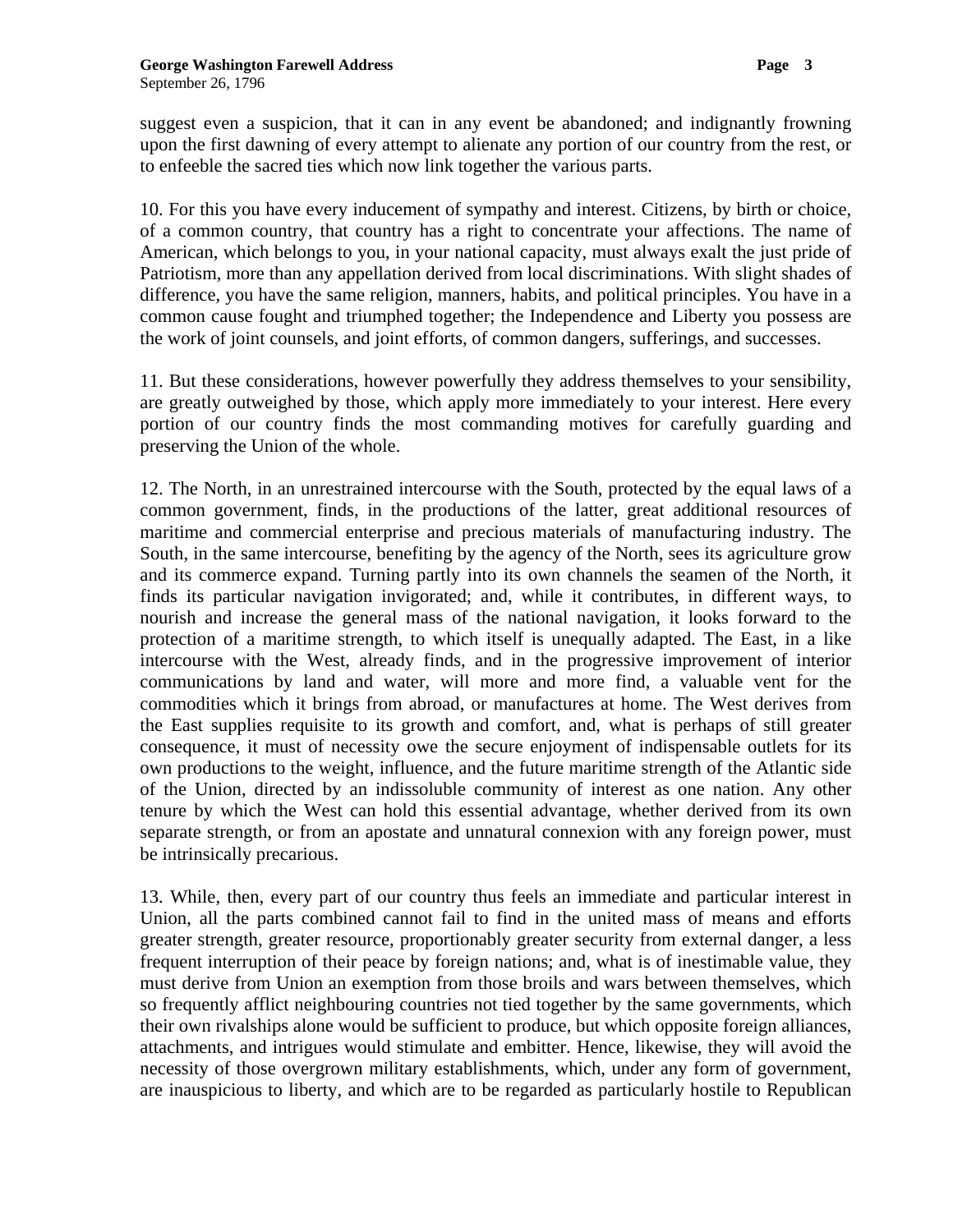suggest even a suspicion, that it can in any event be abandoned; and indignantly frowning upon the first dawning of every attempt to alienate any portion of our country from the rest, or to enfeeble the sacred ties which now link together the various parts.

10. For this you have every inducement of sympathy and interest. Citizens, by birth or choice, of a common country, that country has a right to concentrate your affections. The name of American, which belongs to you, in your national capacity, must always exalt the just pride of Patriotism, more than any appellation derived from local discriminations. With slight shades of difference, you have the same religion, manners, habits, and political principles. You have in a common cause fought and triumphed together; the Independence and Liberty you possess are the work of joint counsels, and joint efforts, of common dangers, sufferings, and successes.

11. But these considerations, however powerfully they address themselves to your sensibility, are greatly outweighed by those, which apply more immediately to your interest. Here every portion of our country finds the most commanding motives for carefully guarding and preserving the Union of the whole.

12. The North, in an unrestrained intercourse with the South, protected by the equal laws of a common government, finds, in the productions of the latter, great additional resources of maritime and commercial enterprise and precious materials of manufacturing industry. The South, in the same intercourse, benefiting by the agency of the North, sees its agriculture grow and its commerce expand. Turning partly into its own channels the seamen of the North, it finds its particular navigation invigorated; and, while it contributes, in different ways, to nourish and increase the general mass of the national navigation, it looks forward to the protection of a maritime strength, to which itself is unequally adapted. The East, in a like intercourse with the West, already finds, and in the progressive improvement of interior communications by land and water, will more and more find, a valuable vent for the commodities which it brings from abroad, or manufactures at home. The West derives from the East supplies requisite to its growth and comfort, and, what is perhaps of still greater consequence, it must of necessity owe the secure enjoyment of indispensable outlets for its own productions to the weight, influence, and the future maritime strength of the Atlantic side of the Union, directed by an indissoluble community of interest as one nation. Any other tenure by which the West can hold this essential advantage, whether derived from its own separate strength, or from an apostate and unnatural connexion with any foreign power, must be intrinsically precarious.

13. While, then, every part of our country thus feels an immediate and particular interest in Union, all the parts combined cannot fail to find in the united mass of means and efforts greater strength, greater resource, proportionably greater security from external danger, a less frequent interruption of their peace by foreign nations; and, what is of inestimable value, they must derive from Union an exemption from those broils and wars between themselves, which so frequently afflict neighbouring countries not tied together by the same governments, which their own rivalships alone would be sufficient to produce, but which opposite foreign alliances, attachments, and intrigues would stimulate and embitter. Hence, likewise, they will avoid the necessity of those overgrown military establishments, which, under any form of government, are inauspicious to liberty, and which are to be regarded as particularly hostile to Republican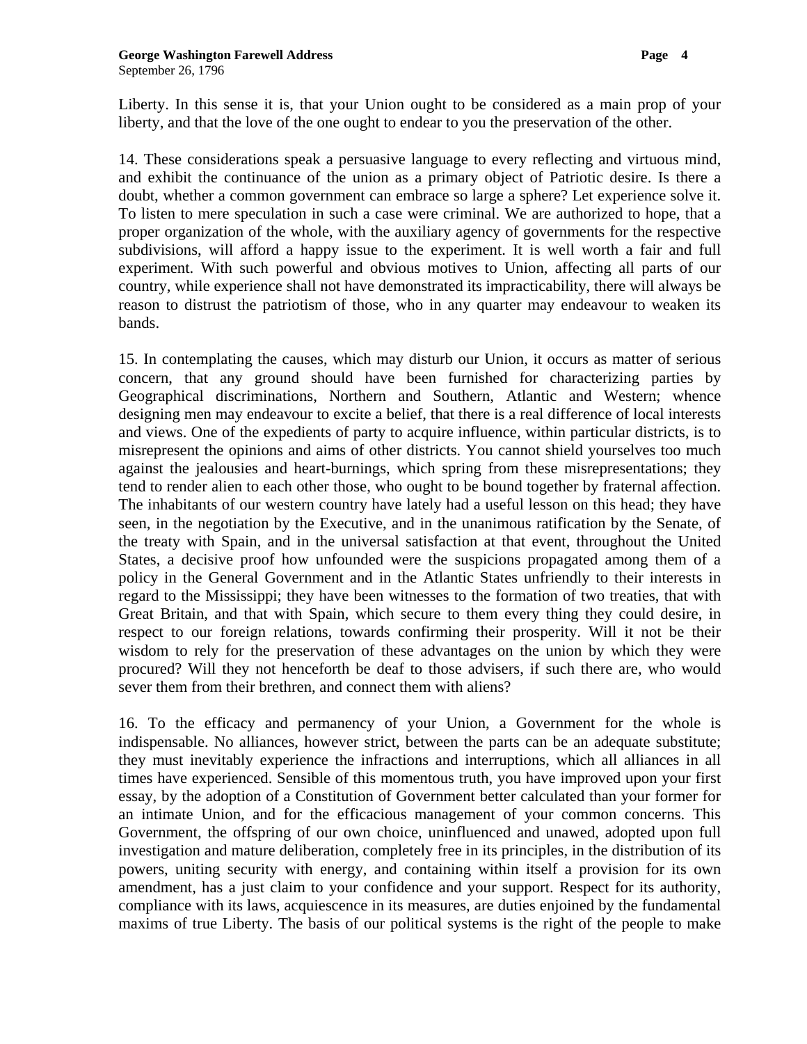Liberty. In this sense it is, that your Union ought to be considered as a main prop of your liberty, and that the love of the one ought to endear to you the preservation of the other.

14. These considerations speak a persuasive language to every reflecting and virtuous mind, and exhibit the continuance of the union as a primary object of Patriotic desire. Is there a doubt, whether a common government can embrace so large a sphere? Let experience solve it. To listen to mere speculation in such a case were criminal. We are authorized to hope, that a proper organization of the whole, with the auxiliary agency of governments for the respective subdivisions, will afford a happy issue to the experiment. It is well worth a fair and full experiment. With such powerful and obvious motives to Union, affecting all parts of our country, while experience shall not have demonstrated its impracticability, there will always be reason to distrust the patriotism of those, who in any quarter may endeavour to weaken its bands.

15. In contemplating the causes, which may disturb our Union, it occurs as matter of serious concern, that any ground should have been furnished for characterizing parties by Geographical discriminations, Northern and Southern, Atlantic and Western; whence designing men may endeavour to excite a belief, that there is a real difference of local interests and views. One of the expedients of party to acquire influence, within particular districts, is to misrepresent the opinions and aims of other districts. You cannot shield yourselves too much against the jealousies and heart-burnings, which spring from these misrepresentations; they tend to render alien to each other those, who ought to be bound together by fraternal affection. The inhabitants of our western country have lately had a useful lesson on this head; they have seen, in the negotiation by the Executive, and in the unanimous ratification by the Senate, of the treaty with Spain, and in the universal satisfaction at that event, throughout the United States, a decisive proof how unfounded were the suspicions propagated among them of a policy in the General Government and in the Atlantic States unfriendly to their interests in regard to the Mississippi; they have been witnesses to the formation of two treaties, that with Great Britain, and that with Spain, which secure to them every thing they could desire, in respect to our foreign relations, towards confirming their prosperity. Will it not be their wisdom to rely for the preservation of these advantages on the union by which they were procured? Will they not henceforth be deaf to those advisers, if such there are, who would sever them from their brethren, and connect them with aliens?

16. To the efficacy and permanency of your Union, a Government for the whole is indispensable. No alliances, however strict, between the parts can be an adequate substitute; they must inevitably experience the infractions and interruptions, which all alliances in all times have experienced. Sensible of this momentous truth, you have improved upon your first essay, by the adoption of a Constitution of Government better calculated than your former for an intimate Union, and for the efficacious management of your common concerns. This Government, the offspring of our own choice, uninfluenced and unawed, adopted upon full investigation and mature deliberation, completely free in its principles, in the distribution of its powers, uniting security with energy, and containing within itself a provision for its own amendment, has a just claim to your confidence and your support. Respect for its authority, compliance with its laws, acquiescence in its measures, are duties enjoined by the fundamental maxims of true Liberty. The basis of our political systems is the right of the people to make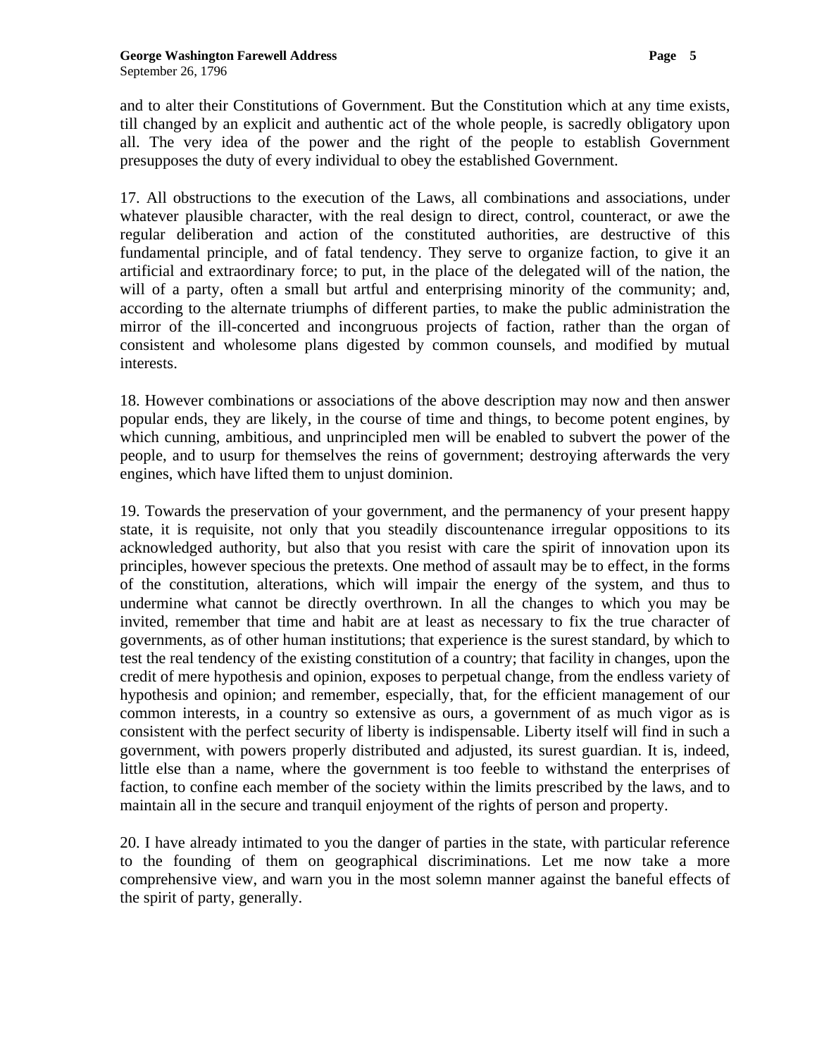and to alter their Constitutions of Government. But the Constitution which at any time exists, till changed by an explicit and authentic act of the whole people, is sacredly obligatory upon all. The very idea of the power and the right of the people to establish Government presupposes the duty of every individual to obey the established Government.

17. All obstructions to the execution of the Laws, all combinations and associations, under whatever plausible character, with the real design to direct, control, counteract, or awe the regular deliberation and action of the constituted authorities, are destructive of this fundamental principle, and of fatal tendency. They serve to organize faction, to give it an artificial and extraordinary force; to put, in the place of the delegated will of the nation, the will of a party, often a small but artful and enterprising minority of the community; and, according to the alternate triumphs of different parties, to make the public administration the mirror of the ill-concerted and incongruous projects of faction, rather than the organ of consistent and wholesome plans digested by common counsels, and modified by mutual interests.

18. However combinations or associations of the above description may now and then answer popular ends, they are likely, in the course of time and things, to become potent engines, by which cunning, ambitious, and unprincipled men will be enabled to subvert the power of the people, and to usurp for themselves the reins of government; destroying afterwards the very engines, which have lifted them to unjust dominion.

19. Towards the preservation of your government, and the permanency of your present happy state, it is requisite, not only that you steadily discountenance irregular oppositions to its acknowledged authority, but also that you resist with care the spirit of innovation upon its principles, however specious the pretexts. One method of assault may be to effect, in the forms of the constitution, alterations, which will impair the energy of the system, and thus to undermine what cannot be directly overthrown. In all the changes to which you may be invited, remember that time and habit are at least as necessary to fix the true character of governments, as of other human institutions; that experience is the surest standard, by which to test the real tendency of the existing constitution of a country; that facility in changes, upon the credit of mere hypothesis and opinion, exposes to perpetual change, from the endless variety of hypothesis and opinion; and remember, especially, that, for the efficient management of our common interests, in a country so extensive as ours, a government of as much vigor as is consistent with the perfect security of liberty is indispensable. Liberty itself will find in such a government, with powers properly distributed and adjusted, its surest guardian. It is, indeed, little else than a name, where the government is too feeble to withstand the enterprises of faction, to confine each member of the society within the limits prescribed by the laws, and to maintain all in the secure and tranquil enjoyment of the rights of person and property.

20. I have already intimated to you the danger of parties in the state, with particular reference to the founding of them on geographical discriminations. Let me now take a more comprehensive view, and warn you in the most solemn manner against the baneful effects of the spirit of party, generally.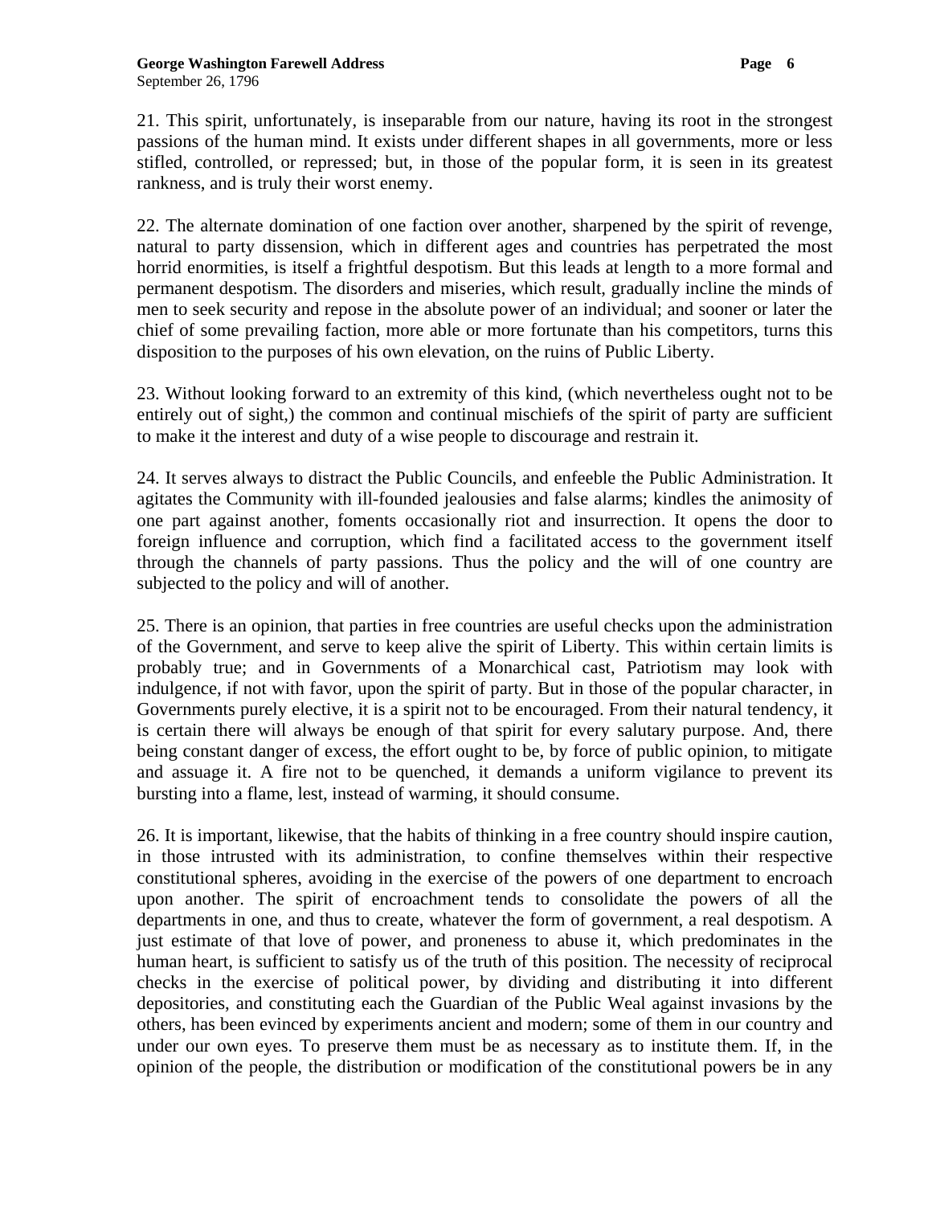21. This spirit, unfortunately, is inseparable from our nature, having its root in the strongest passions of the human mind. It exists under different shapes in all governments, more or less stifled, controlled, or repressed; but, in those of the popular form, it is seen in its greatest rankness, and is truly their worst enemy.

22. The alternate domination of one faction over another, sharpened by the spirit of revenge, natural to party dissension, which in different ages and countries has perpetrated the most horrid enormities, is itself a frightful despotism. But this leads at length to a more formal and permanent despotism. The disorders and miseries, which result, gradually incline the minds of men to seek security and repose in the absolute power of an individual; and sooner or later the chief of some prevailing faction, more able or more fortunate than his competitors, turns this disposition to the purposes of his own elevation, on the ruins of Public Liberty.

23. Without looking forward to an extremity of this kind, (which nevertheless ought not to be entirely out of sight,) the common and continual mischiefs of the spirit of party are sufficient to make it the interest and duty of a wise people to discourage and restrain it.

24. It serves always to distract the Public Councils, and enfeeble the Public Administration. It agitates the Community with ill-founded jealousies and false alarms; kindles the animosity of one part against another, foments occasionally riot and insurrection. It opens the door to foreign influence and corruption, which find a facilitated access to the government itself through the channels of party passions. Thus the policy and the will of one country are subjected to the policy and will of another.

25. There is an opinion, that parties in free countries are useful checks upon the administration of the Government, and serve to keep alive the spirit of Liberty. This within certain limits is probably true; and in Governments of a Monarchical cast, Patriotism may look with indulgence, if not with favor, upon the spirit of party. But in those of the popular character, in Governments purely elective, it is a spirit not to be encouraged. From their natural tendency, it is certain there will always be enough of that spirit for every salutary purpose. And, there being constant danger of excess, the effort ought to be, by force of public opinion, to mitigate and assuage it. A fire not to be quenched, it demands a uniform vigilance to prevent its bursting into a flame, lest, instead of warming, it should consume.

26. It is important, likewise, that the habits of thinking in a free country should inspire caution, in those intrusted with its administration, to confine themselves within their respective constitutional spheres, avoiding in the exercise of the powers of one department to encroach upon another. The spirit of encroachment tends to consolidate the powers of all the departments in one, and thus to create, whatever the form of government, a real despotism. A just estimate of that love of power, and proneness to abuse it, which predominates in the human heart, is sufficient to satisfy us of the truth of this position. The necessity of reciprocal checks in the exercise of political power, by dividing and distributing it into different depositories, and constituting each the Guardian of the Public Weal against invasions by the others, has been evinced by experiments ancient and modern; some of them in our country and under our own eyes. To preserve them must be as necessary as to institute them. If, in the opinion of the people, the distribution or modification of the constitutional powers be in any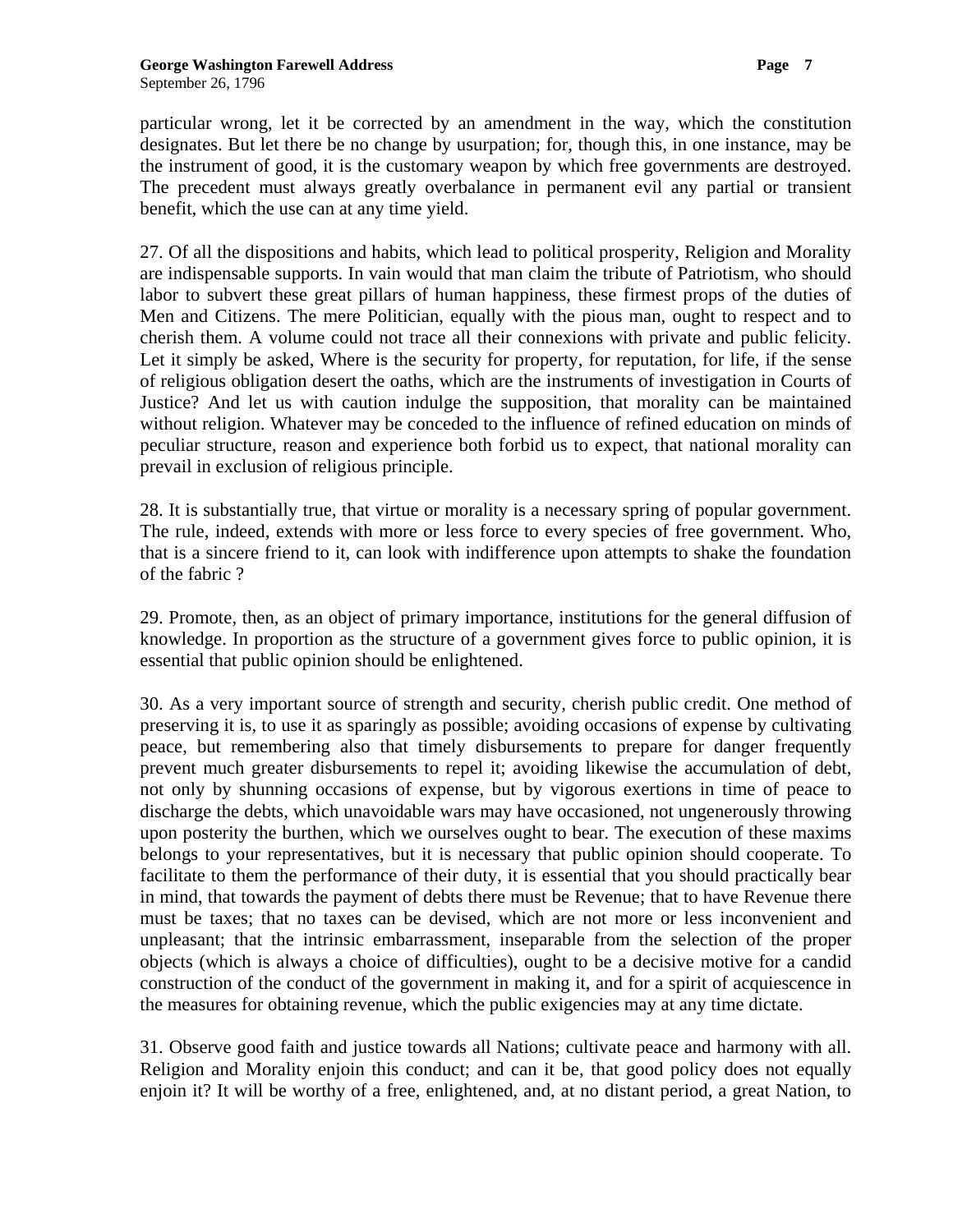particular wrong, let it be corrected by an amendment in the way, which the constitution designates. But let there be no change by usurpation; for, though this, in one instance, may be the instrument of good, it is the customary weapon by which free governments are destroyed. The precedent must always greatly overbalance in permanent evil any partial or transient benefit, which the use can at any time yield.

27. Of all the dispositions and habits, which lead to political prosperity, Religion and Morality are indispensable supports. In vain would that man claim the tribute of Patriotism, who should labor to subvert these great pillars of human happiness, these firmest props of the duties of Men and Citizens. The mere Politician, equally with the pious man, ought to respect and to cherish them. A volume could not trace all their connexions with private and public felicity. Let it simply be asked, Where is the security for property, for reputation, for life, if the sense of religious obligation desert the oaths, which are the instruments of investigation in Courts of Justice? And let us with caution indulge the supposition, that morality can be maintained without religion. Whatever may be conceded to the influence of refined education on minds of peculiar structure, reason and experience both forbid us to expect, that national morality can prevail in exclusion of religious principle.

28. It is substantially true, that virtue or morality is a necessary spring of popular government. The rule, indeed, extends with more or less force to every species of free government. Who, that is a sincere friend to it, can look with indifference upon attempts to shake the foundation of the fabric ?

29. Promote, then, as an object of primary importance, institutions for the general diffusion of knowledge. In proportion as the structure of a government gives force to public opinion, it is essential that public opinion should be enlightened.

30. As a very important source of strength and security, cherish public credit. One method of preserving it is, to use it as sparingly as possible; avoiding occasions of expense by cultivating peace, but remembering also that timely disbursements to prepare for danger frequently prevent much greater disbursements to repel it; avoiding likewise the accumulation of debt, not only by shunning occasions of expense, but by vigorous exertions in time of peace to discharge the debts, which unavoidable wars may have occasioned, not ungenerously throwing upon posterity the burthen, which we ourselves ought to bear. The execution of these maxims belongs to your representatives, but it is necessary that public opinion should cooperate. To facilitate to them the performance of their duty, it is essential that you should practically bear in mind, that towards the payment of debts there must be Revenue; that to have Revenue there must be taxes; that no taxes can be devised, which are not more or less inconvenient and unpleasant; that the intrinsic embarrassment, inseparable from the selection of the proper objects (which is always a choice of difficulties), ought to be a decisive motive for a candid construction of the conduct of the government in making it, and for a spirit of acquiescence in the measures for obtaining revenue, which the public exigencies may at any time dictate.

31. Observe good faith and justice towards all Nations; cultivate peace and harmony with all. Religion and Morality enjoin this conduct; and can it be, that good policy does not equally enjoin it? It will be worthy of a free, enlightened, and, at no distant period, a great Nation, to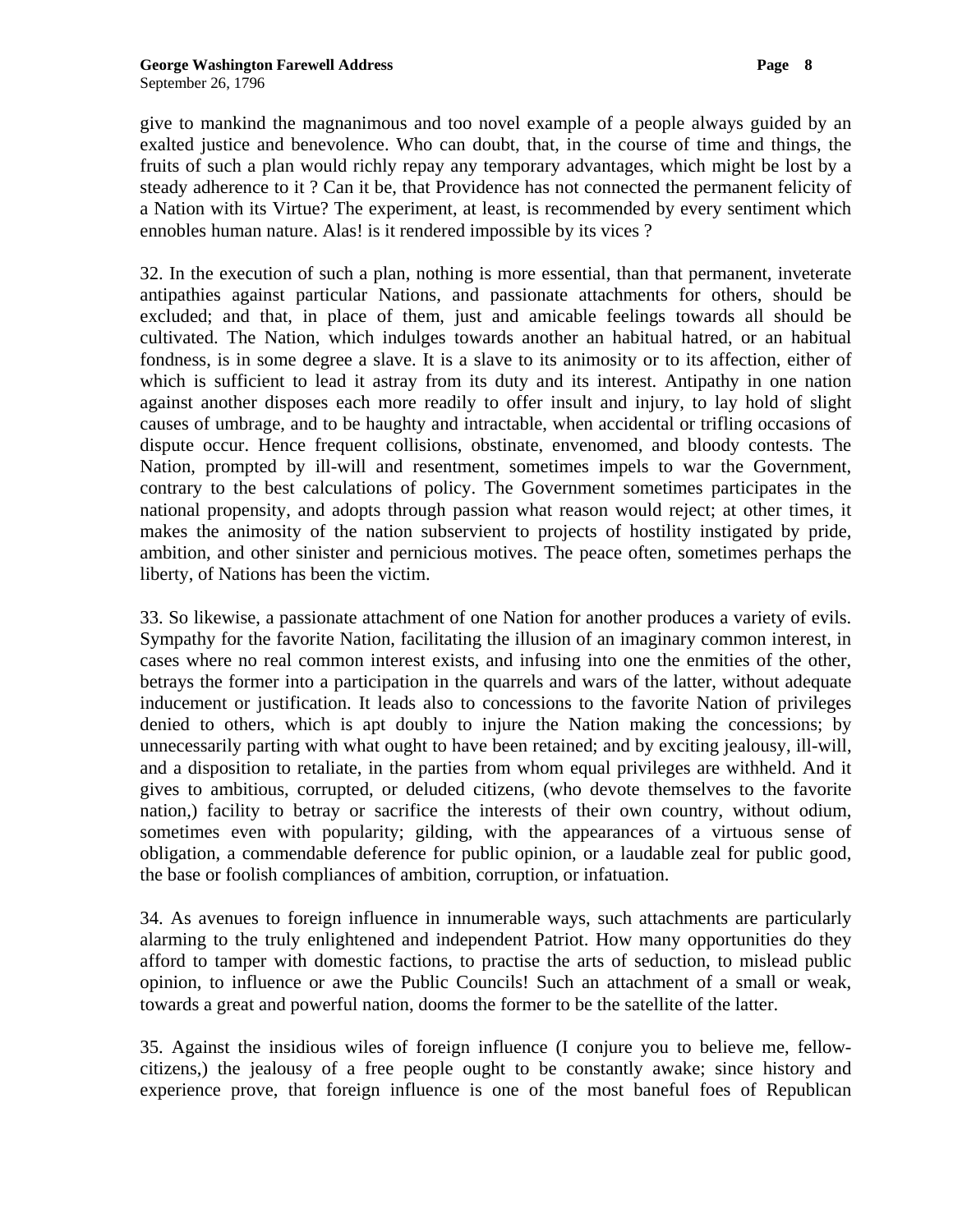give to mankind the magnanimous and too novel example of a people always guided by an exalted justice and benevolence. Who can doubt, that, in the course of time and things, the fruits of such a plan would richly repay any temporary advantages, which might be lost by a steady adherence to it ? Can it be, that Providence has not connected the permanent felicity of a Nation with its Virtue? The experiment, at least, is recommended by every sentiment which ennobles human nature. Alas! is it rendered impossible by its vices ?

32. In the execution of such a plan, nothing is more essential, than that permanent, inveterate antipathies against particular Nations, and passionate attachments for others, should be excluded; and that, in place of them, just and amicable feelings towards all should be cultivated. The Nation, which indulges towards another an habitual hatred, or an habitual fondness, is in some degree a slave. It is a slave to its animosity or to its affection, either of which is sufficient to lead it astray from its duty and its interest. Antipathy in one nation against another disposes each more readily to offer insult and injury, to lay hold of slight causes of umbrage, and to be haughty and intractable, when accidental or trifling occasions of dispute occur. Hence frequent collisions, obstinate, envenomed, and bloody contests. The Nation, prompted by ill-will and resentment, sometimes impels to war the Government, contrary to the best calculations of policy. The Government sometimes participates in the national propensity, and adopts through passion what reason would reject; at other times, it makes the animosity of the nation subservient to projects of hostility instigated by pride, ambition, and other sinister and pernicious motives. The peace often, sometimes perhaps the liberty, of Nations has been the victim.

33. So likewise, a passionate attachment of one Nation for another produces a variety of evils. Sympathy for the favorite Nation, facilitating the illusion of an imaginary common interest, in cases where no real common interest exists, and infusing into one the enmities of the other, betrays the former into a participation in the quarrels and wars of the latter, without adequate inducement or justification. It leads also to concessions to the favorite Nation of privileges denied to others, which is apt doubly to injure the Nation making the concessions; by unnecessarily parting with what ought to have been retained; and by exciting jealousy, ill-will, and a disposition to retaliate, in the parties from whom equal privileges are withheld. And it gives to ambitious, corrupted, or deluded citizens, (who devote themselves to the favorite nation,) facility to betray or sacrifice the interests of their own country, without odium, sometimes even with popularity; gilding, with the appearances of a virtuous sense of obligation, a commendable deference for public opinion, or a laudable zeal for public good, the base or foolish compliances of ambition, corruption, or infatuation.

34. As avenues to foreign influence in innumerable ways, such attachments are particularly alarming to the truly enlightened and independent Patriot. How many opportunities do they afford to tamper with domestic factions, to practise the arts of seduction, to mislead public opinion, to influence or awe the Public Councils! Such an attachment of a small or weak, towards a great and powerful nation, dooms the former to be the satellite of the latter.

35. Against the insidious wiles of foreign influence (I conjure you to believe me, fellow-citizens,) the jealousy of a free people ought to be constantly awake; since history and experience prove, that foreign influence is one of the most baneful foes of Republican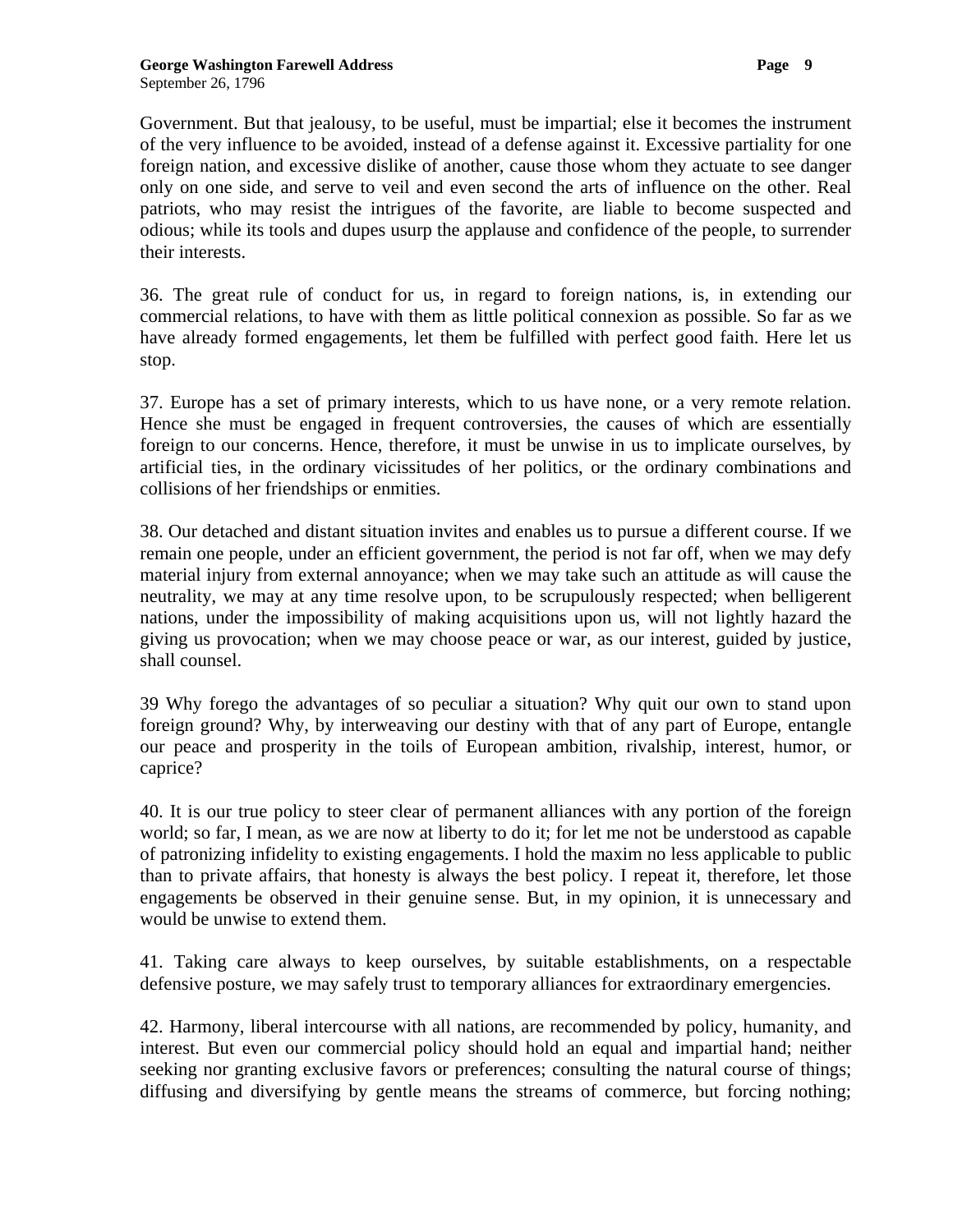Government. But that jealousy, to be useful, must be impartial; else it becomes the instrument of the very influence to be avoided, instead of a defense against it. Excessive partiality for one foreign nation, and excessive dislike of another, cause those whom they actuate to see danger only on one side, and serve to veil and even second the arts of influence on the other. Real patriots, who may resist the intrigues of the favorite, are liable to become suspected and odious; while its tools and dupes usurp the applause and confidence of the people, to surrender their interests.

36. The great rule of conduct for us, in regard to foreign nations, is, in extending our commercial relations, to have with them as little political connexion as possible. So far as we have already formed engagements, let them be fulfilled with perfect good faith. Here let us stop.

37. Europe has a set of primary interests, which to us have none, or a very remote relation. Hence she must be engaged in frequent controversies, the causes of which are essentially foreign to our concerns. Hence, therefore, it must be unwise in us to implicate ourselves, by artificial ties, in the ordinary vicissitudes of her politics, or the ordinary combinations and collisions of her friendships or enmities.

38. Our detached and distant situation invites and enables us to pursue a different course. If we remain one people, under an efficient government, the period is not far off, when we may defy material injury from external annoyance; when we may take such an attitude as will cause the neutrality, we may at any time resolve upon, to be scrupulously respected; when belligerent nations, under the impossibility of making acquisitions upon us, will not lightly hazard the giving us provocation; when we may choose peace or war, as our interest, guided by justice, shall counsel.

39 Why forego the advantages of so peculiar a situation? Why quit our own to stand upon foreign ground? Why, by interweaving our destiny with that of any part of Europe, entangle our peace and prosperity in the toils of European ambition, rivalship, interest, humor, or caprice?

40. It is our true policy to steer clear of permanent alliances with any portion of the foreign world; so far, I mean, as we are now at liberty to do it; for let me not be understood as capable of patronizing infidelity to existing engagements. I hold the maxim no less applicable to public than to private affairs, that honesty is always the best policy. I repeat it, therefore, let those engagements be observed in their genuine sense. But, in my opinion, it is unnecessary and would be unwise to extend them.

41. Taking care always to keep ourselves, by suitable establishments, on a respectable defensive posture, we may safely trust to temporary alliances for extraordinary emergencies.

42. Harmony, liberal intercourse with all nations, are recommended by policy, humanity, and interest. But even our commercial policy should hold an equal and impartial hand; neither seeking nor granting exclusive favors or preferences; consulting the natural course of things; diffusing and diversifying by gentle means the streams of commerce, but forcing nothing;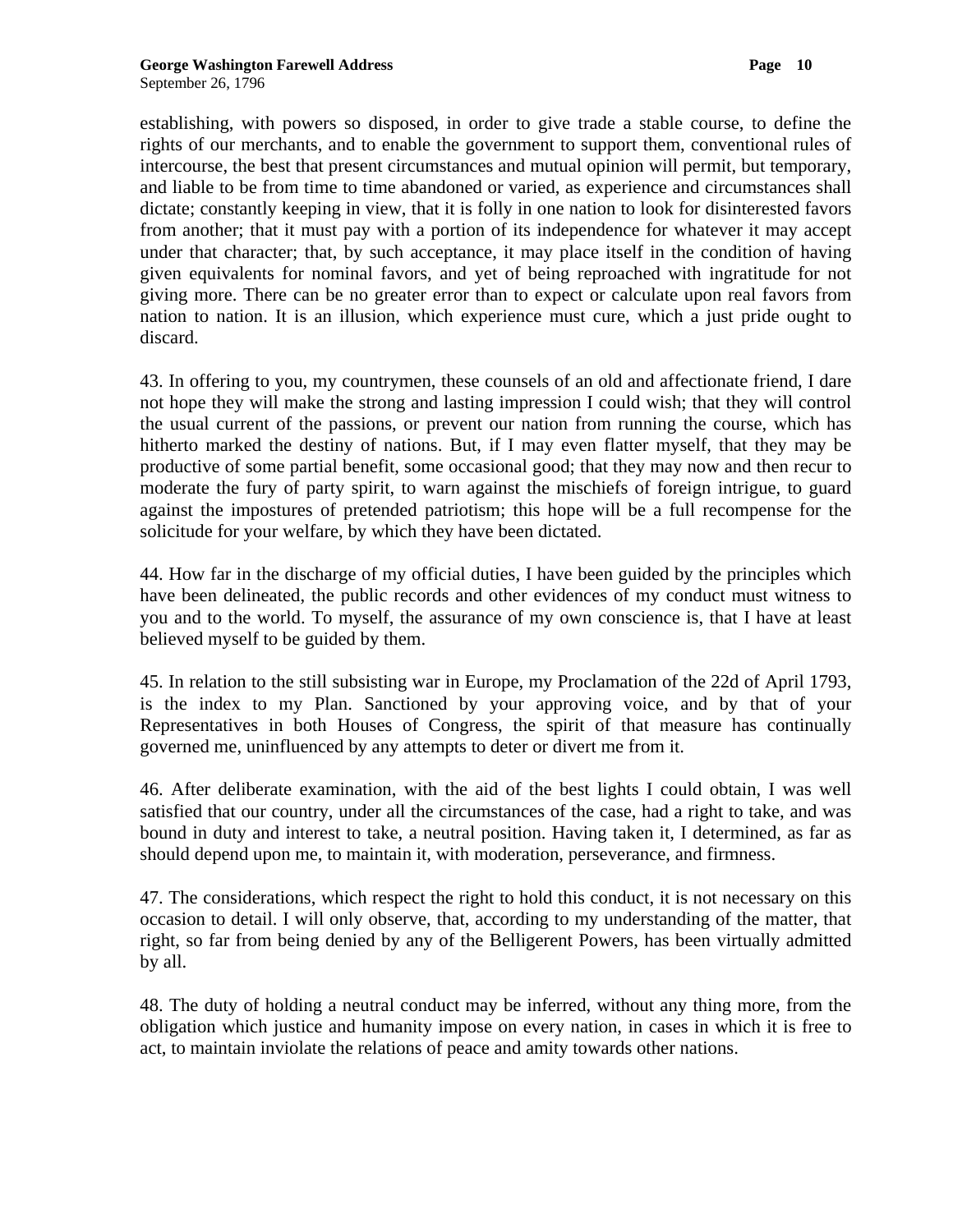establishing, with powers so disposed, in order to give trade a stable course, to define the rights of our merchants, and to enable the government to support them, conventional rules of intercourse, the best that present circumstances and mutual opinion will permit, but temporary, and liable to be from time to time abandoned or varied, as experience and circumstances shall dictate; constantly keeping in view, that it is folly in one nation to look for disinterested favors from another; that it must pay with a portion of its independence for whatever it may accept under that character; that, by such acceptance, it may place itself in the condition of having given equivalents for nominal favors, and yet of being reproached with ingratitude for not giving more. There can be no greater error than to expect or calculate upon real favors from nation to nation. It is an illusion, which experience must cure, which a just pride ought to discard.

43. In offering to you, my countrymen, these counsels of an old and affectionate friend, I dare not hope they will make the strong and lasting impression I could wish; that they will control the usual current of the passions, or prevent our nation from running the course, which has hitherto marked the destiny of nations. But, if I may even flatter myself, that they may be productive of some partial benefit, some occasional good; that they may now and then recur to moderate the fury of party spirit, to warn against the mischiefs of foreign intrigue, to guard against the impostures of pretended patriotism; this hope will be a full recompense for the solicitude for your welfare, by which they have been dictated.

44. How far in the discharge of my official duties, I have been guided by the principles which have been delineated, the public records and other evidences of my conduct must witness to you and to the world. To myself, the assurance of my own conscience is, that I have at least believed myself to be guided by them.

45. In relation to the still subsisting war in Europe, my Proclamation of the 22d of April 1793, is the index to my Plan. Sanctioned by your approving voice, and by that of your Representatives in both Houses of Congress, the spirit of that measure has continually governed me, uninfluenced by any attempts to deter or divert me from it.

46. After deliberate examination, with the aid of the best lights I could obtain, I was well satisfied that our country, under all the circumstances of the case, had a right to take, and was bound in duty and interest to take, a neutral position. Having taken it, I determined, as far as should depend upon me, to maintain it, with moderation, perseverance, and firmness.

47. The considerations, which respect the right to hold this conduct, it is not necessary on this occasion to detail. I will only observe, that, according to my understanding of the matter, that right, so far from being denied by any of the Belligerent Powers, has been virtually admitted by all.

48. The duty of holding a neutral conduct may be inferred, without any thing more, from the obligation which justice and humanity impose on every nation, in cases in which it is free to act, to maintain inviolate the relations of peace and amity towards other nations.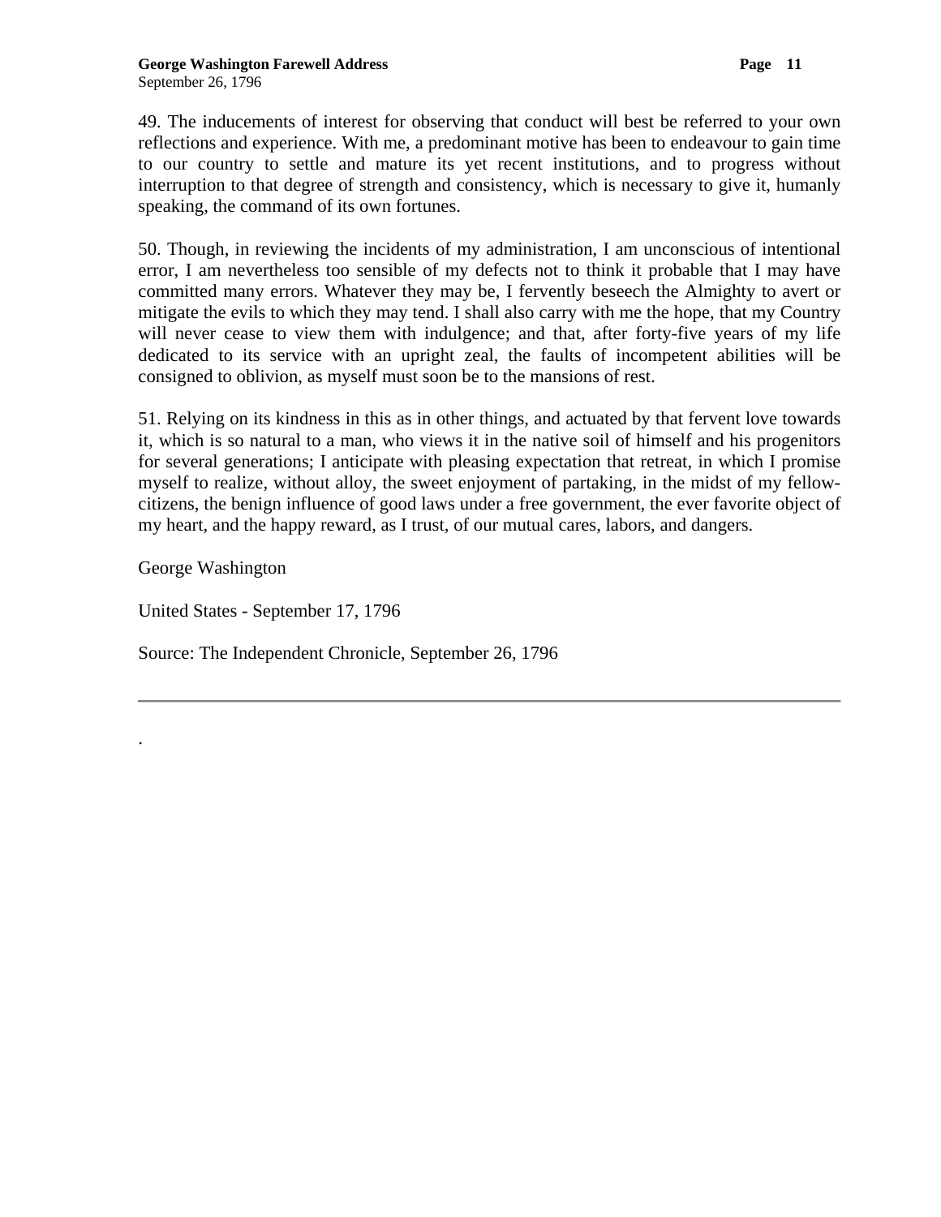49. The inducements of interest for observing that conduct will best be referred to your own reflections and experience. With me, a predominant motive has been to endeavour to gain time to our country to settle and mature its yet recent institutions, and to progress without interruption to that degree of strength and consistency, which is necessary to give it, humanly speaking, the command of its own fortunes.

50. Though, in reviewing the incidents of my administration, I am unconscious of intentional error, I am nevertheless too sensible of my defects not to think it probable that I may have committed many errors. Whatever they may be, I fervently beseech the Almighty to avert or mitigate the evils to which they may tend. I shall also carry with me the hope, that my Country will never cease to view them with indulgence; and that, after forty-five years of my life dedicated to its service with an upright zeal, the faults of incompetent abilities will be consigned to oblivion, as myself must soon be to the mansions of rest.

51. Relying on its kindness in this as in other things, and actuated by that fervent love towards it, which is so natural to a man, who views it in the native soil of himself and his progenitors for several generations; I anticipate with pleasing expectation that retreat, in which I promise myself to realize, without alloy, the sweet enjoyment of partaking, in the midst of my fellow-citizens, the benign influence of good laws under a free government, the ever favorite object of my heart, and the happy reward, as I trust, of our mutual cares, labors, and dangers.

George Washington

United States - September 17, 1796

Source: The Independent Chronicle, September 26, 1796

---

.